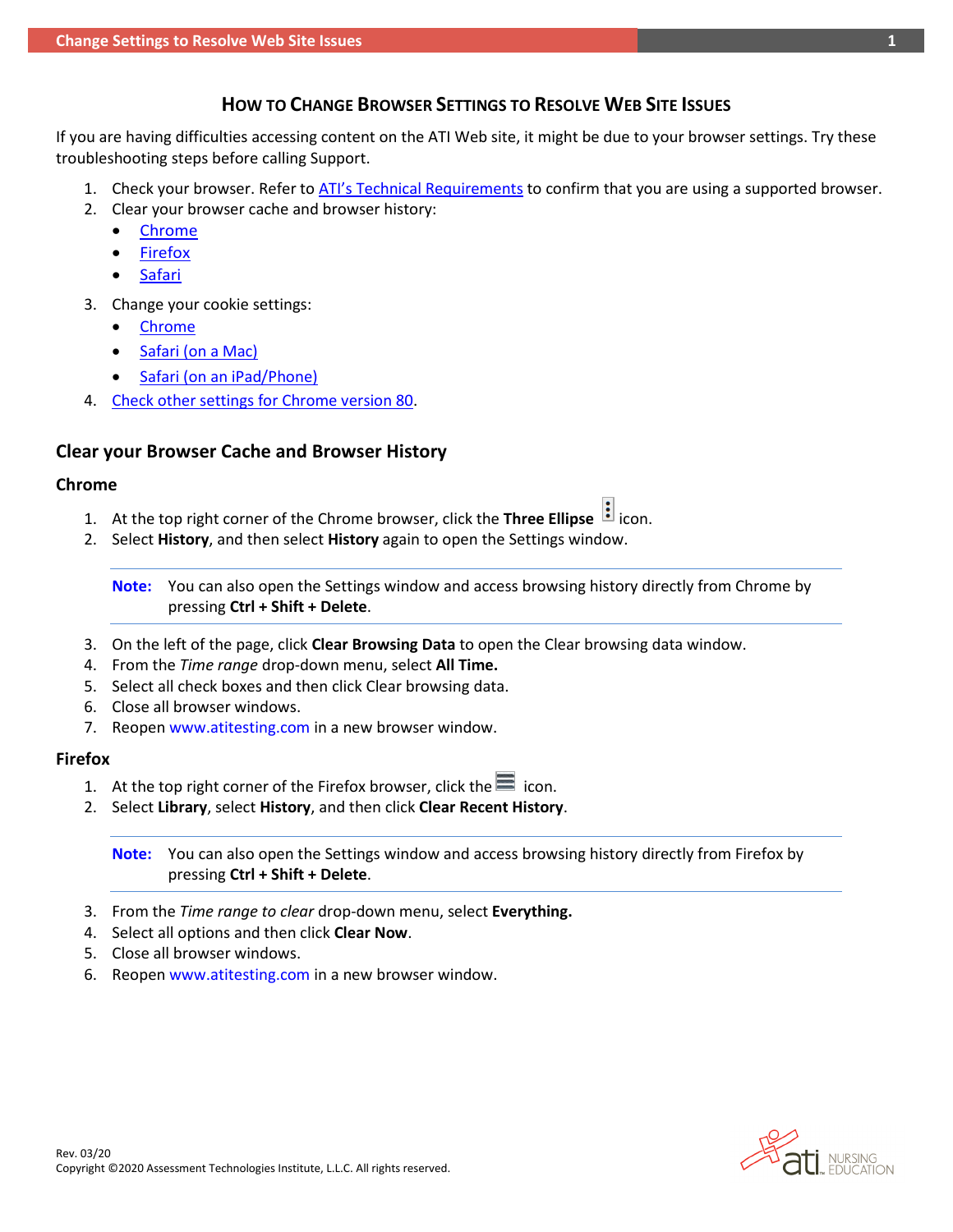# How to Change Browser Settings to Resolve Web Site Issues

If you are having difficulties accessing content on the ATI Web site, it might be due to your browser settings. Try these troubleshooting steps before calling Support.

1. Check your browser. Refer to ATI's Technical Requirements to confirm that you are using a supported browser.
2. Clear your browser cache and browser history:
   - Chrome
   - Firefox
   - Safari
3. Change your cookie settings:
   - Chrome
   - Safari (on a Mac)
   - Safari (on an iPad/Phone)
4. Check other settings for Chrome version 80.

## Clear your Browser Cache and Browser History

### Chrome

1. At the top right corner of the Chrome browser, click the **Three Ellipse** icon.
2. Select **History**, and then select **History** again to open the Settings window.

> **Note:** You can also open the Settings window and access browsing history directly from Chrome by pressing **Ctrl + Shift + Delete**.

3. On the left of the page, click **Clear Browsing Data** to open the Clear browsing data window.
4. From the *Time range* drop-down menu, select **All Time.**
5. Select all check boxes and then click Clear browsing data.
6. Close all browser windows.
7. Reopen www.atitesting.com in a new browser window.

### Firefox

1. At the top right corner of the Firefox browser, click the icon.
2. Select **Library**, select **History**, and then click **Clear Recent History**.

> **Note:** You can also open the Settings window and access browsing history directly from Firefox by pressing **Ctrl + Shift + Delete**.

3. From the *Time range to clear* drop-down menu, select **Everything.**
4. Select all options and then click **Clear Now**.
5. Close all browser windows.
6. Reopen www.atitesting.com in a new browser window.

Rev. 03/20
Copyright ©2020 Assessment Technologies Institute, L.L.C. All rights reserved.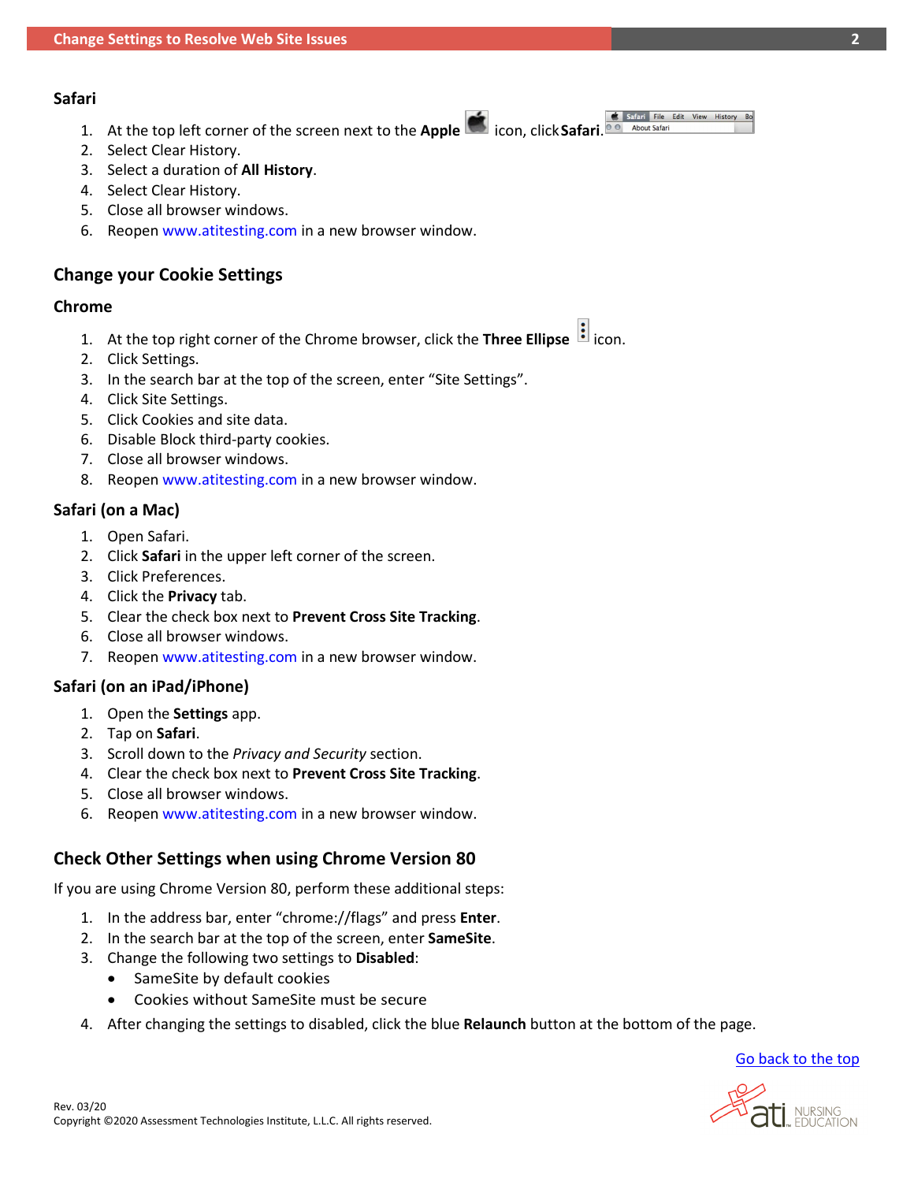### Safari

1. At the top left corner of the screen next to the **Apple** icon, click **Safari**.
2. Select Clear History.
3. Select a duration of **All History**.
4. Select Clear History.
5. Close all browser windows.
6. Reopen www.atitesting.com in a new browser window.

## Change your Cookie Settings

### Chrome

1. At the top right corner of the Chrome browser, click the **Three Ellipse** icon.
2. Click Settings.
3. In the search bar at the top of the screen, enter "Site Settings".
4. Click Site Settings.
5. Click Cookies and site data.
6. Disable Block third-party cookies.
7. Close all browser windows.
8. Reopen www.atitesting.com in a new browser window.

### Safari (on a Mac)

1. Open Safari.
2. Click **Safari** in the upper left corner of the screen.
3. Click Preferences.
4. Click the **Privacy** tab.
5. Clear the check box next to **Prevent Cross Site Tracking**.
6. Close all browser windows.
7. Reopen www.atitesting.com in a new browser window.

### Safari (on an iPad/iPhone)

1. Open the **Settings** app.
2. Tap on **Safari**.
3. Scroll down to the *Privacy and Security* section.
4. Clear the check box next to **Prevent Cross Site Tracking**.
5. Close all browser windows.
6. Reopen www.atitesting.com in a new browser window.

## Check Other Settings when using Chrome Version 80

If you are using Chrome Version 80, perform these additional steps:

1. In the address bar, enter "chrome://flags" and press **Enter**.
2. In the search bar at the top of the screen, enter **SameSite**.
3. Change the following two settings to **Disabled**:
   - SameSite by default cookies
   - Cookies without SameSite must be secure
4. After changing the settings to disabled, click the blue **Relaunch** button at the bottom of the page.

Go back to the top

Rev. 03/20
Copyright ©2020 Assessment Technologies Institute, L.L.C. All rights reserved.